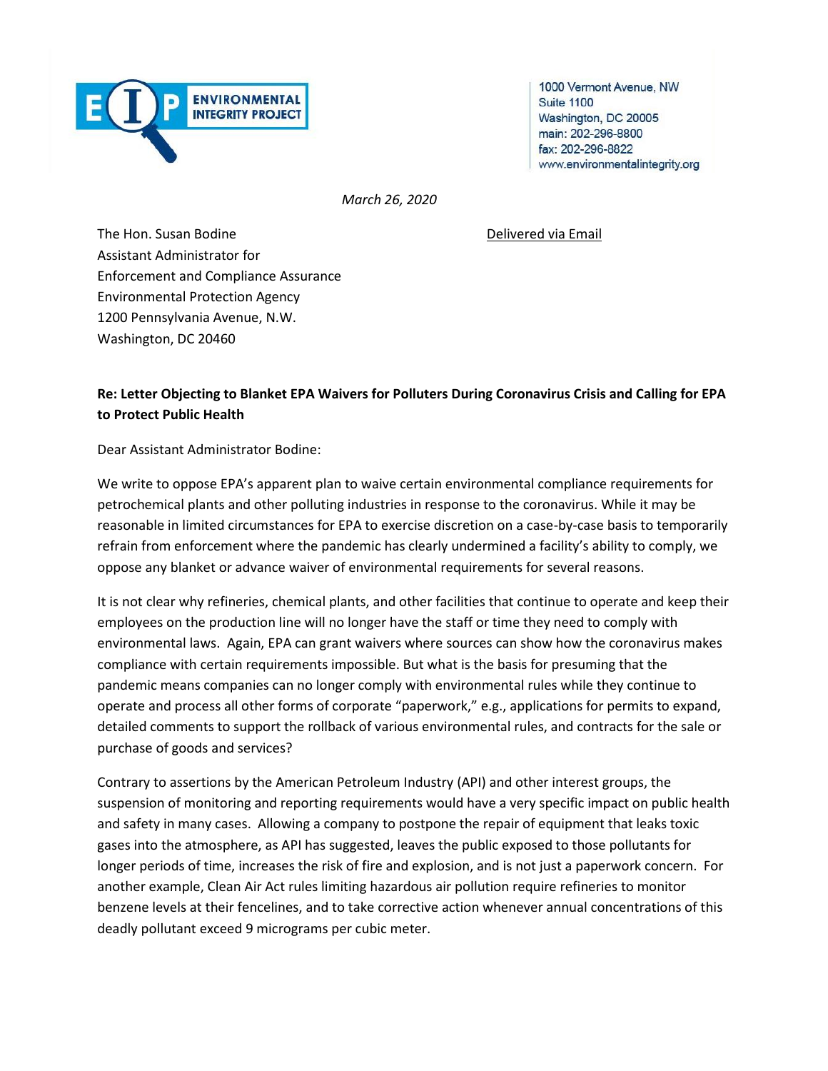ENVIRONMENTAL INTEGRITY PROJECT

1000 Vermont Avenue, NW
Suite 1100
Washington, DC 20005
main: 202-296-8800
fax: 202-296-8822
www.environmentalintegrity.org

*March 26, 2020*

The Hon. Susan Bodine
Assistant Administrator for
Enforcement and Compliance Assurance
Environmental Protection Agency
1200 Pennsylvania Avenue, N.W.
Washington, DC 20460

Delivered via Email

**Re: Letter Objecting to Blanket EPA Waivers for Polluters During Coronavirus Crisis and Calling for EPA to Protect Public Health**

Dear Assistant Administrator Bodine:

We write to oppose EPA's apparent plan to waive certain environmental compliance requirements for petrochemical plants and other polluting industries in response to the coronavirus. While it may be reasonable in limited circumstances for EPA to exercise discretion on a case-by-case basis to temporarily refrain from enforcement where the pandemic has clearly undermined a facility's ability to comply, we oppose any blanket or advance waiver of environmental requirements for several reasons.

It is not clear why refineries, chemical plants, and other facilities that continue to operate and keep their employees on the production line will no longer have the staff or time they need to comply with environmental laws. Again, EPA can grant waivers where sources can show how the coronavirus makes compliance with certain requirements impossible. But what is the basis for presuming that the pandemic means companies can no longer comply with environmental rules while they continue to operate and process all other forms of corporate "paperwork," e.g., applications for permits to expand, detailed comments to support the rollback of various environmental rules, and contracts for the sale or purchase of goods and services?

Contrary to assertions by the American Petroleum Industry (API) and other interest groups, the suspension of monitoring and reporting requirements would have a very specific impact on public health and safety in many cases. Allowing a company to postpone the repair of equipment that leaks toxic gases into the atmosphere, as API has suggested, leaves the public exposed to those pollutants for longer periods of time, increases the risk of fire and explosion, and is not just a paperwork concern. For another example, Clean Air Act rules limiting hazardous air pollution require refineries to monitor benzene levels at their fencelines, and to take corrective action whenever annual concentrations of this deadly pollutant exceed 9 micrograms per cubic meter.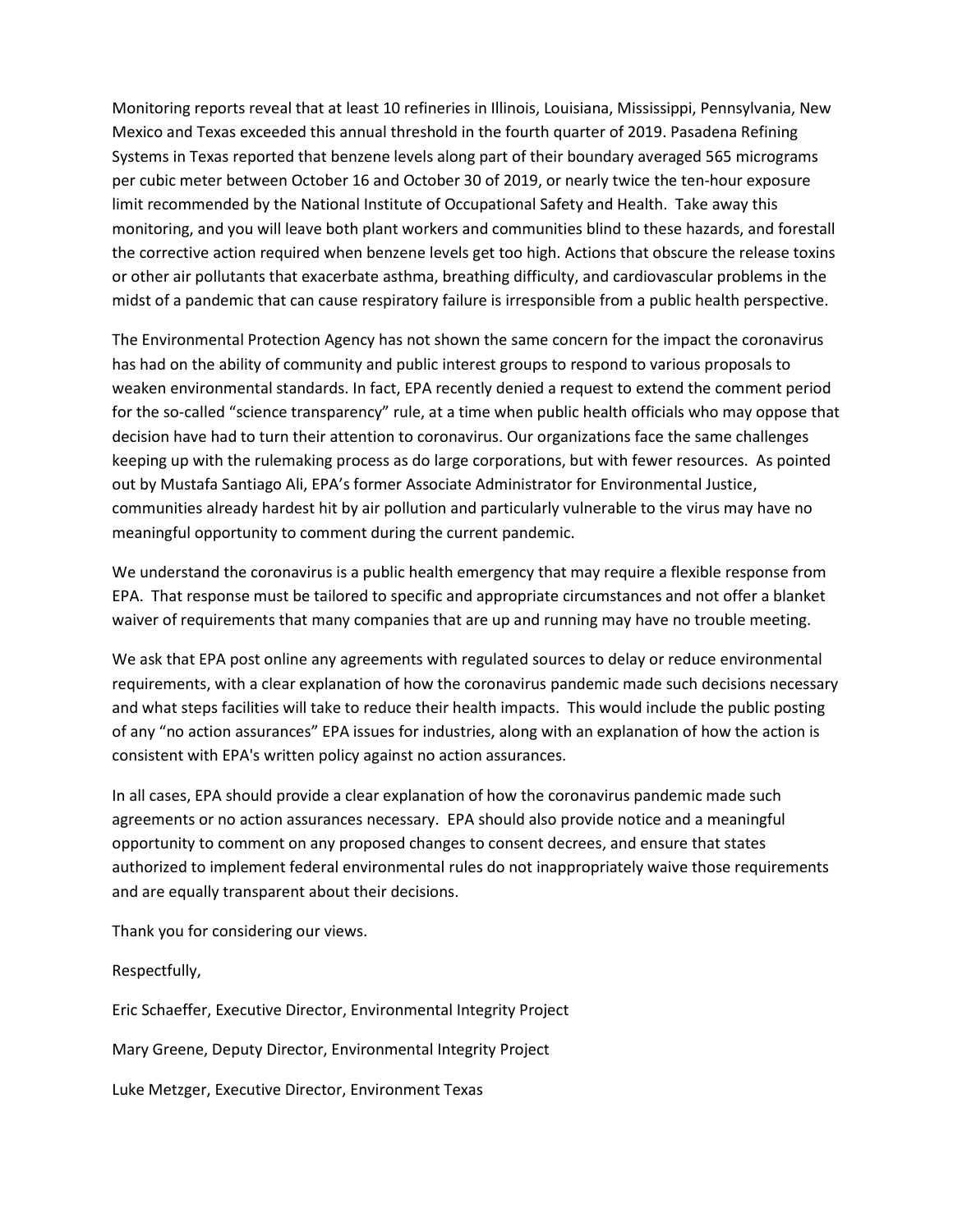Monitoring reports reveal that at least 10 refineries in Illinois, Louisiana, Mississippi, Pennsylvania, New Mexico and Texas exceeded this annual threshold in the fourth quarter of 2019. Pasadena Refining Systems in Texas reported that benzene levels along part of their boundary averaged 565 micrograms per cubic meter between October 16 and October 30 of 2019, or nearly twice the ten-hour exposure limit recommended by the National Institute of Occupational Safety and Health. Take away this monitoring, and you will leave both plant workers and communities blind to these hazards, and forestall the corrective action required when benzene levels get too high. Actions that obscure the release toxins or other air pollutants that exacerbate asthma, breathing difficulty, and cardiovascular problems in the midst of a pandemic that can cause respiratory failure is irresponsible from a public health perspective.

The Environmental Protection Agency has not shown the same concern for the impact the coronavirus has had on the ability of community and public interest groups to respond to various proposals to weaken environmental standards. In fact, EPA recently denied a request to extend the comment period for the so-called "science transparency" rule, at a time when public health officials who may oppose that decision have had to turn their attention to coronavirus. Our organizations face the same challenges keeping up with the rulemaking process as do large corporations, but with fewer resources. As pointed out by Mustafa Santiago Ali, EPA's former Associate Administrator for Environmental Justice, communities already hardest hit by air pollution and particularly vulnerable to the virus may have no meaningful opportunity to comment during the current pandemic.

We understand the coronavirus is a public health emergency that may require a flexible response from EPA. That response must be tailored to specific and appropriate circumstances and not offer a blanket waiver of requirements that many companies that are up and running may have no trouble meeting.

We ask that EPA post online any agreements with regulated sources to delay or reduce environmental requirements, with a clear explanation of how the coronavirus pandemic made such decisions necessary and what steps facilities will take to reduce their health impacts. This would include the public posting of any "no action assurances" EPA issues for industries, along with an explanation of how the action is consistent with EPA's written policy against no action assurances.

In all cases, EPA should provide a clear explanation of how the coronavirus pandemic made such agreements or no action assurances necessary. EPA should also provide notice and a meaningful opportunity to comment on any proposed changes to consent decrees, and ensure that states authorized to implement federal environmental rules do not inappropriately waive those requirements and are equally transparent about their decisions.

Thank you for considering our views.

Respectfully,

Eric Schaeffer, Executive Director, Environmental Integrity Project

Mary Greene, Deputy Director, Environmental Integrity Project

Luke Metzger, Executive Director, Environment Texas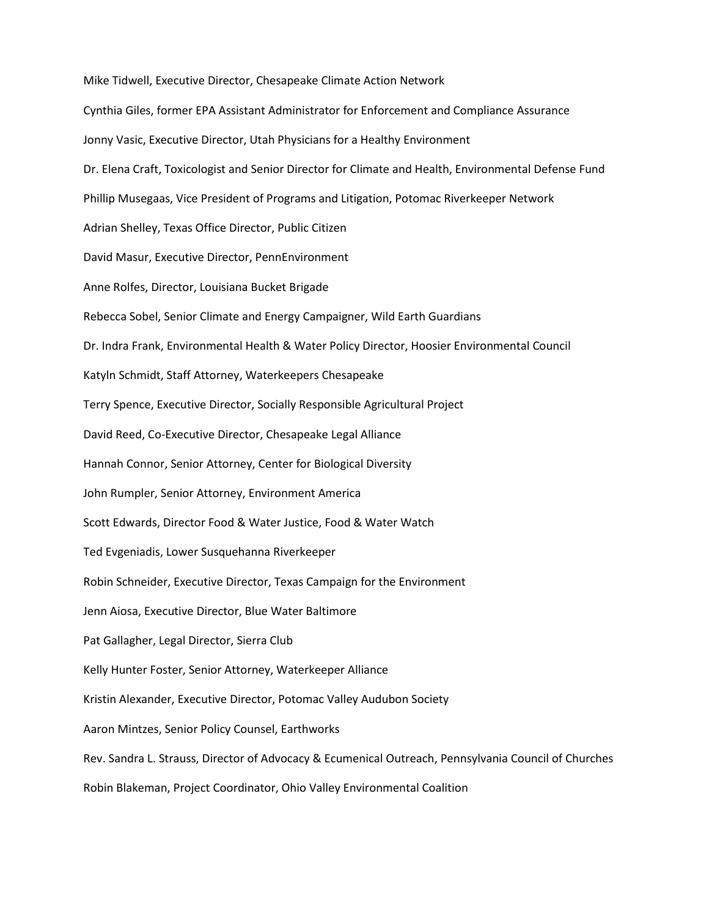Mike Tidwell, Executive Director, Chesapeake Climate Action Network

Cynthia Giles, former EPA Assistant Administrator for Enforcement and Compliance Assurance

Jonny Vasic, Executive Director, Utah Physicians for a Healthy Environment

Dr. Elena Craft, Toxicologist and Senior Director for Climate and Health, Environmental Defense Fund

Phillip Musegaas, Vice President of Programs and Litigation, Potomac Riverkeeper Network

Adrian Shelley, Texas Office Director, Public Citizen

David Masur, Executive Director, PennEnvironment

Anne Rolfes, Director, Louisiana Bucket Brigade

Rebecca Sobel, Senior Climate and Energy Campaigner, Wild Earth Guardians

Dr. Indra Frank, Environmental Health & Water Policy Director, Hoosier Environmental Council

Katyln Schmidt, Staff Attorney, Waterkeepers Chesapeake

Terry Spence, Executive Director, Socially Responsible Agricultural Project

David Reed, Co-Executive Director, Chesapeake Legal Alliance

Hannah Connor, Senior Attorney, Center for Biological Diversity

John Rumpler, Senior Attorney, Environment America

Scott Edwards, Director Food & Water Justice, Food & Water Watch

Ted Evgeniadis, Lower Susquehanna Riverkeeper

Robin Schneider, Executive Director, Texas Campaign for the Environment

Jenn Aiosa, Executive Director, Blue Water Baltimore

Pat Gallagher, Legal Director, Sierra Club

Kelly Hunter Foster, Senior Attorney, Waterkeeper Alliance

Kristin Alexander, Executive Director, Potomac Valley Audubon Society

Aaron Mintzes, Senior Policy Counsel, Earthworks

Rev. Sandra L. Strauss, Director of Advocacy & Ecumenical Outreach, Pennsylvania Council of Churches

Robin Blakeman, Project Coordinator, Ohio Valley Environmental Coalition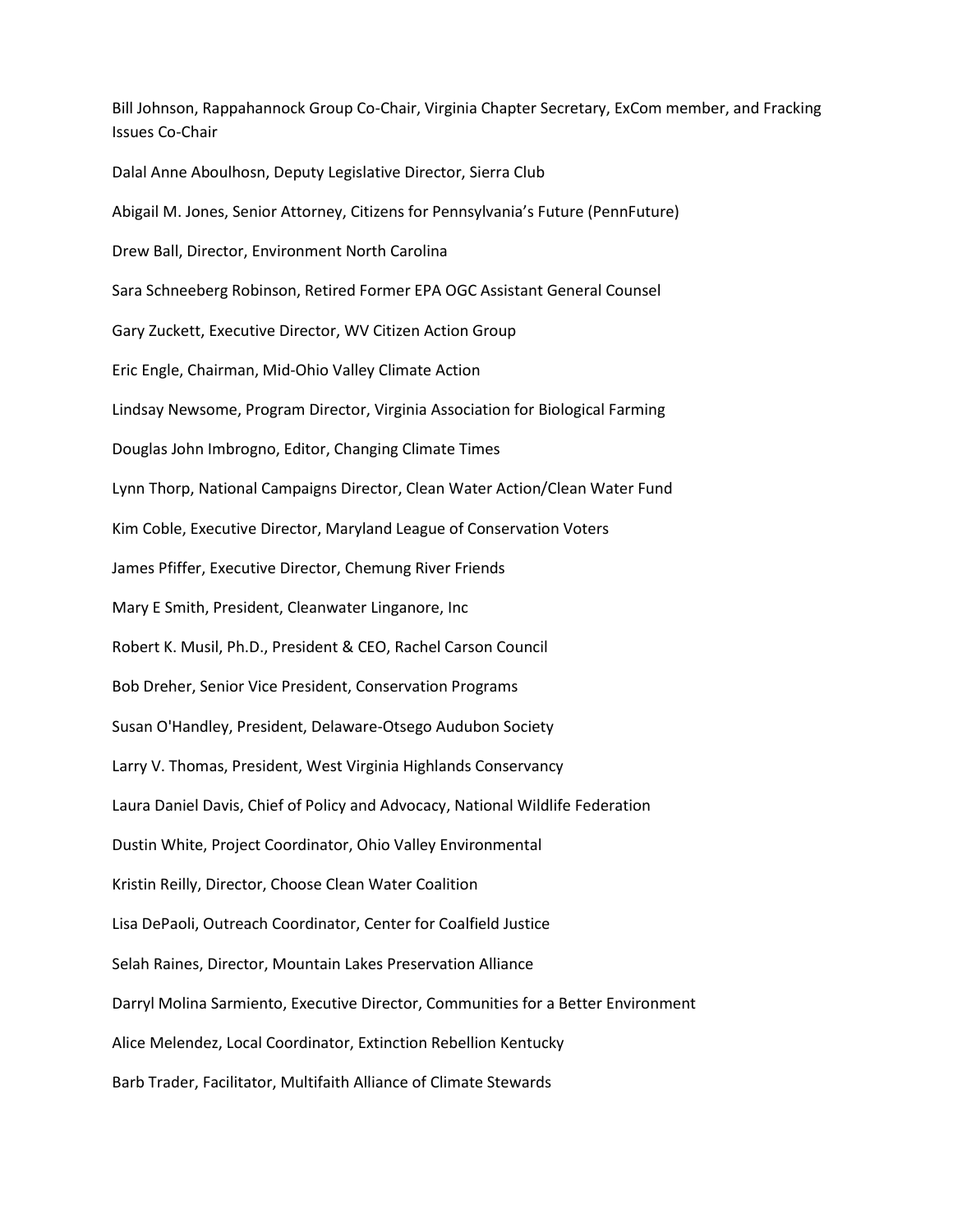Bill Johnson, Rappahannock Group Co-Chair, Virginia Chapter Secretary, ExCom member, and Fracking Issues Co-Chair

Dalal Anne Aboulhosn, Deputy Legislative Director, Sierra Club

Abigail M. Jones, Senior Attorney, Citizens for Pennsylvania's Future (PennFuture)

Drew Ball, Director, Environment North Carolina

Sara Schneeberg Robinson, Retired Former EPA OGC Assistant General Counsel

Gary Zuckett, Executive Director, WV Citizen Action Group

Eric Engle, Chairman, Mid-Ohio Valley Climate Action

Lindsay Newsome, Program Director, Virginia Association for Biological Farming

Douglas John Imbrogno, Editor, Changing Climate Times

Lynn Thorp, National Campaigns Director, Clean Water Action/Clean Water Fund

Kim Coble, Executive Director, Maryland League of Conservation Voters

James Pfiffer, Executive Director, Chemung River Friends

Mary E Smith, President, Cleanwater Linganore, Inc

Robert K. Musil, Ph.D., President & CEO, Rachel Carson Council

Bob Dreher, Senior Vice President, Conservation Programs

Susan O'Handley, President, Delaware-Otsego Audubon Society

Larry V. Thomas, President, West Virginia Highlands Conservancy

Laura Daniel Davis, Chief of Policy and Advocacy, National Wildlife Federation

Dustin White, Project Coordinator, Ohio Valley Environmental

Kristin Reilly, Director, Choose Clean Water Coalition

Lisa DePaoli, Outreach Coordinator, Center for Coalfield Justice

Selah Raines, Director, Mountain Lakes Preservation Alliance

Darryl Molina Sarmiento, Executive Director, Communities for a Better Environment

Alice Melendez, Local Coordinator, Extinction Rebellion Kentucky

Barb Trader, Facilitator, Multifaith Alliance of Climate Stewards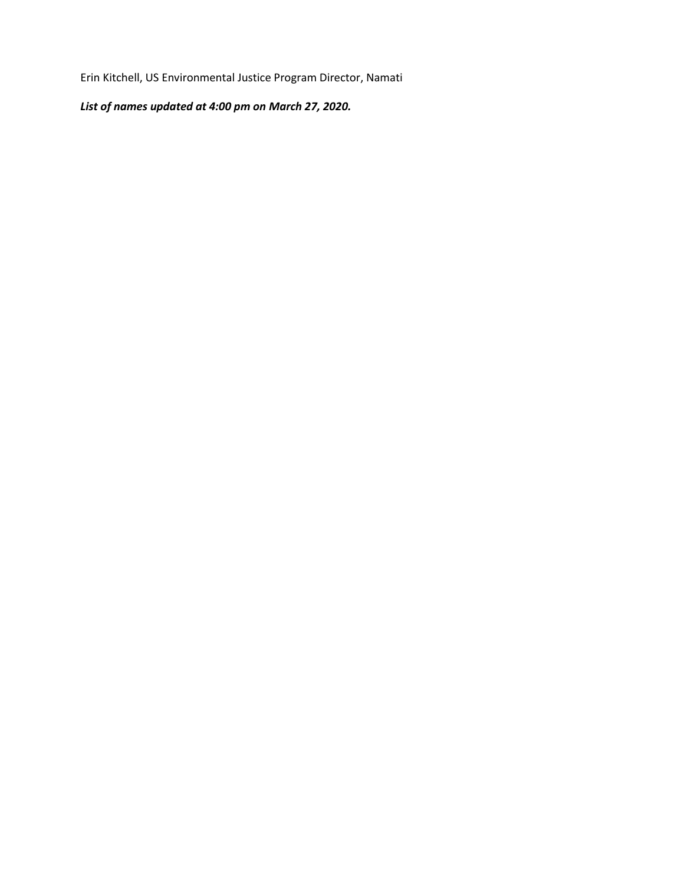Erin Kitchell, US Environmental Justice Program Director, Namati

***List of names updated at 4:00 pm on March 27, 2020.***